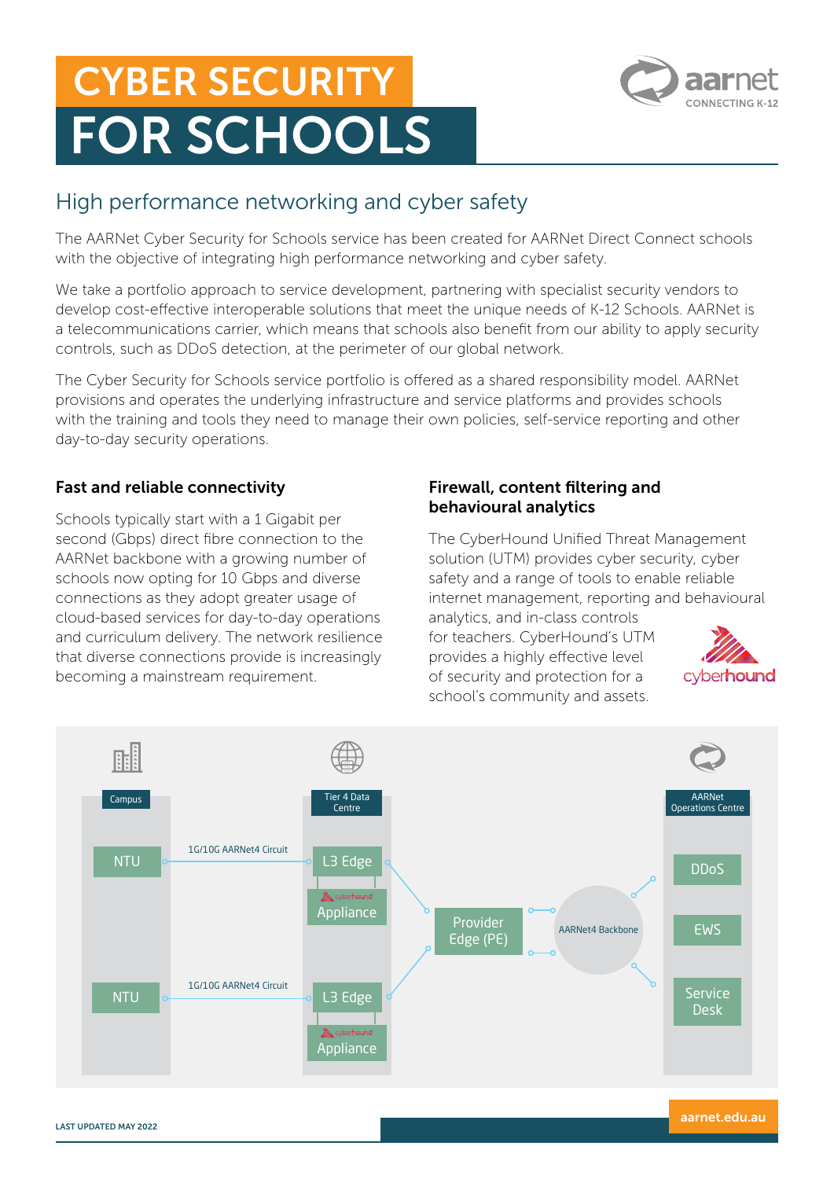# CYBER SECURITY FOR SCHOOLS

## High performance networking and cyber safety

The AARNet Cyber Security for Schools service has been created for AARNet Direct Connect schools with the objective of integrating high performance networking and cyber safety.

We take a portfolio approach to service development, partnering with specialist security vendors to develop cost-effective interoperable solutions that meet the unique needs of K-12 Schools. AARNet is a telecommunications carrier, which means that schools also benefit from our ability to apply security controls, such as DDoS detection, at the perimeter of our global network.

The Cyber Security for Schools service portfolio is offered as a shared responsibility model. AARNet provisions and operates the underlying infrastructure and service platforms and provides schools with the training and tools they need to manage their own policies, self-service reporting and other day-to-day security operations.

### Fast and reliable connectivity

Schools typically start with a 1 Gigabit per second (Gbps) direct fibre connection to the AARNet backbone with a growing number of schools now opting for 10 Gbps and diverse connections as they adopt greater usage of cloud-based services for day-to-day operations and curriculum delivery. The network resilience that diverse connections provide is increasingly becoming a mainstream requirement.

### Firewall, content filtering and behavioural analytics

The CyberHound Unified Threat Management solution (UTM) provides cyber security, cyber safety and a range of tools to enable reliable internet management, reporting and behavioural analytics, and in-class controls for teachers. CyberHound's UTM provides a highly effective level of security and protection for a school's community and assets.

Campus: NTU — 1G/10G AARNet4 Circuit — Tier 4 Data Centre: L3 Edge, cyberhound Appliance

Campus: NTU — 1G/10G AARNet4 Circuit — Tier 4 Data Centre: L3 Edge, cyberhound Appliance

Provider Edge (PE) — AARNet4 Backbone — AARNet Operations Centre: DDoS, EWS, Service Desk

LAST UPDATED MAY 2022

aarnet.edu.au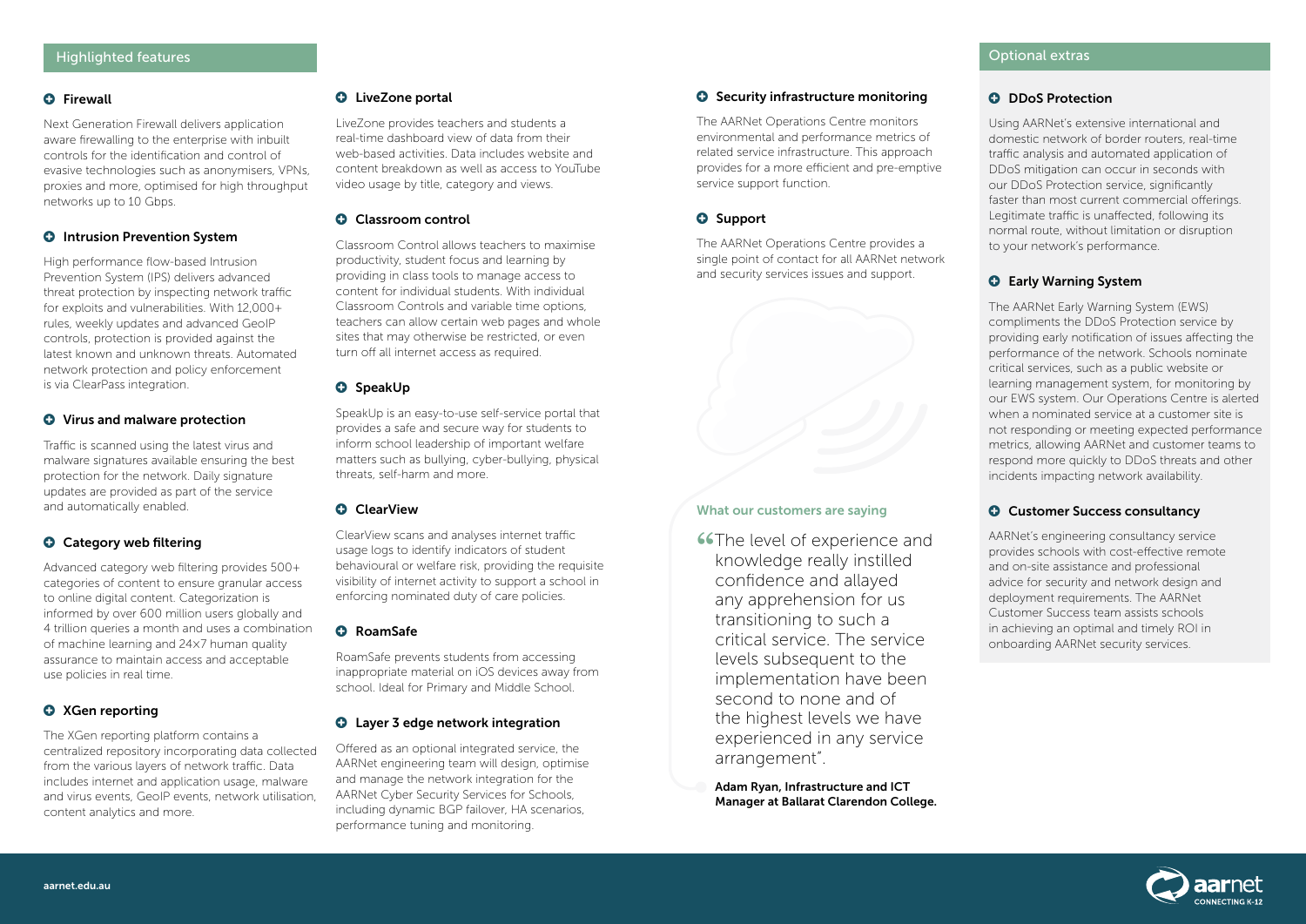## Highlighted features

### Firewall

Next Generation Firewall delivers application aware firewalling to the enterprise with inbuilt controls for the identification and control of evasive technologies such as anonymisers, VPNs, proxies and more, optimised for high throughput networks up to 10 Gbps.

### Intrusion Prevention System

High performance flow-based Intrusion Prevention System (IPS) delivers advanced threat protection by inspecting network traffic for exploits and vulnerabilities. With 12,000+ rules, weekly updates and advanced GeoIP controls, protection is provided against the latest known and unknown threats. Automated network protection and policy enforcement is via ClearPass integration.

### Virus and malware protection

Traffic is scanned using the latest virus and malware signatures available ensuring the best protection for the network. Daily signature updates are provided as part of the service and automatically enabled.

### Category web filtering

Advanced category web filtering provides 500+ categories of content to ensure granular access to online digital content. Categorization is informed by over 600 million users globally and 4 trillion queries a month and uses a combination of machine learning and 24x7 human quality assurance to maintain access and acceptable use policies in real time.

### XGen reporting

The XGen reporting platform contains a centralized repository incorporating data collected from the various layers of network traffic. Data includes internet and application usage, malware and virus events, GeoIP events, network utilisation, content analytics and more.

### LiveZone portal

LiveZone provides teachers and students a real-time dashboard view of data from their web-based activities. Data includes website and content breakdown as well as access to YouTube video usage by title, category and views.

### Classroom control

Classroom Control allows teachers to maximise productivity, student focus and learning by providing in class tools to manage access to content for individual students. With individual Classroom Controls and variable time options, teachers can allow certain web pages and whole sites that may otherwise be restricted, or even turn off all internet access as required.

### SpeakUp

SpeakUp is an easy-to-use self-service portal that provides a safe and secure way for students to inform school leadership of important welfare matters such as bullying, cyber-bullying, physical threats, self-harm and more.

### ClearView

ClearView scans and analyses internet traffic usage logs to identify indicators of student behavioural or welfare risk, providing the requisite visibility of internet activity to support a school in enforcing nominated duty of care policies.

### RoamSafe

RoamSafe prevents students from accessing inappropriate material on iOS devices away from school. Ideal for Primary and Middle School.

### Layer 3 edge network integration

Offered as an optional integrated service, the AARNet engineering team will design, optimise and manage the network integration for the AARNet Cyber Security Services for Schools, including dynamic BGP failover, HA scenarios, performance tuning and monitoring.

### Security infrastructure monitoring

The AARNet Operations Centre monitors environmental and performance metrics of related service infrastructure. This approach provides for a more efficient and pre-emptive service support function.

### Support

The AARNet Operations Centre provides a single point of contact for all AARNet network and security services issues and support.

### What our customers are saying

> "The level of experience and knowledge really instilled confidence and allayed any apprehension for us transitioning to such a critical service. The service levels subsequent to the implementation have been second to none and of the highest levels we have experienced in any service arrangement".
>
> **Adam Ryan, Infrastructure and ICT Manager at Ballarat Clarendon College.**

## Optional extras

### DDoS Protection

Using AARNet's extensive international and domestic network of border routers, real-time traffic analysis and automated application of DDoS mitigation can occur in seconds with our DDoS Protection service, significantly faster than most current commercial offerings. Legitimate traffic is unaffected, following its normal route, without limitation or disruption to your network's performance.

### Early Warning System

The AARNet Early Warning System (EWS) compliments the DDoS Protection service by providing early notification of issues affecting the performance of the network. Schools nominate critical services, such as a public website or learning management system, for monitoring by our EWS system. Our Operations Centre is alerted when a nominated service at a customer site is not responding or meeting expected performance metrics, allowing AARNet and customer teams to respond more quickly to DDoS threats and other incidents impacting network availability.

### Customer Success consultancy

AARNet's engineering consultancy service provides schools with cost-effective remote and on-site assistance and professional advice for security and network design and deployment requirements. The AARNet Customer Success team assists schools in achieving an optimal and timely ROI in onboarding AARNet security services.

aarnet.edu.au

aarnet CONNECTING K-12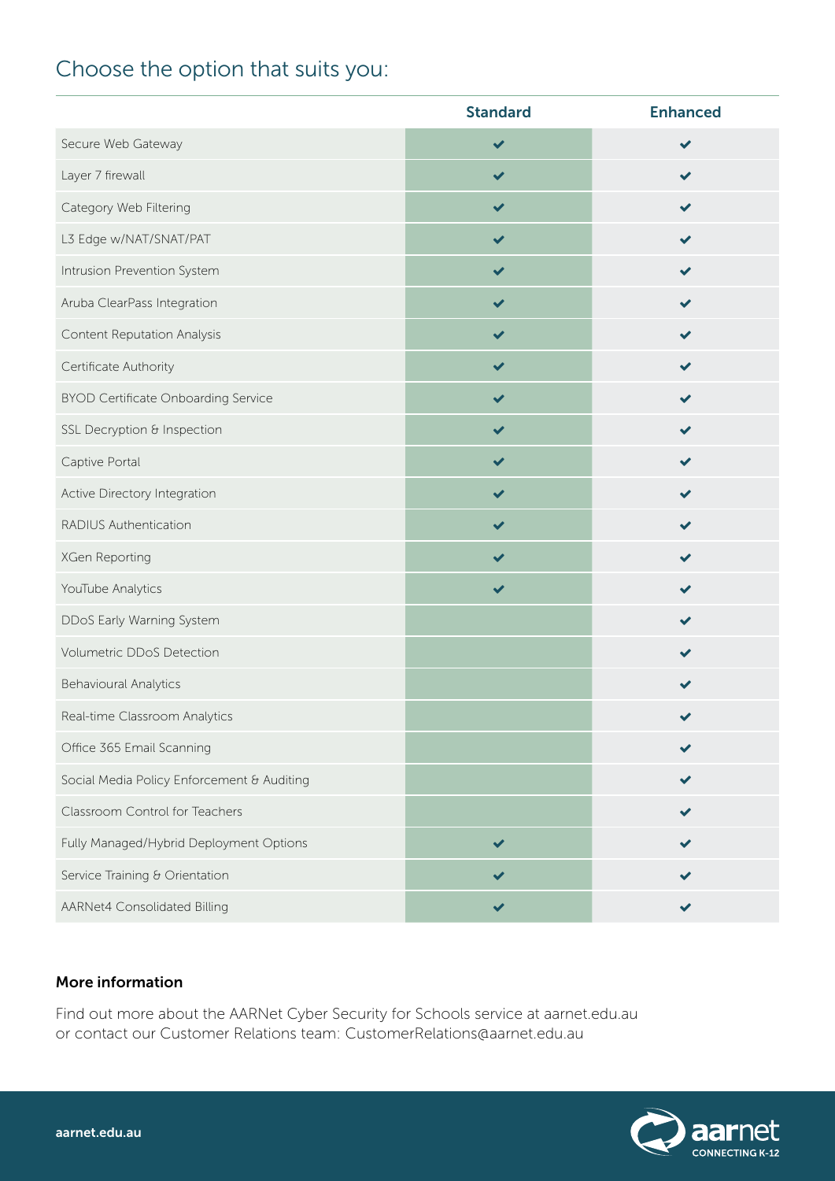## Choose the option that suits you:

| | Standard | Enhanced |
|---|---|---|
| Secure Web Gateway | ✔ | ✔ |
| Layer 7 firewall | ✔ | ✔ |
| Category Web Filtering | ✔ | ✔ |
| L3 Edge w/NAT/SNAT/PAT | ✔ | ✔ |
| Intrusion Prevention System | ✔ | ✔ |
| Aruba ClearPass Integration | ✔ | ✔ |
| Content Reputation Analysis | ✔ | ✔ |
| Certificate Authority | ✔ | ✔ |
| BYOD Certificate Onboarding Service | ✔ | ✔ |
| SSL Decryption & Inspection | ✔ | ✔ |
| Captive Portal | ✔ | ✔ |
| Active Directory Integration | ✔ | ✔ |
| RADIUS Authentication | ✔ | ✔ |
| XGen Reporting | ✔ | ✔ |
| YouTube Analytics | ✔ | ✔ |
| DDoS Early Warning System | | ✔ |
| Volumetric DDoS Detection | | ✔ |
| Behavioural Analytics | | ✔ |
| Real-time Classroom Analytics | | ✔ |
| Office 365 Email Scanning | | ✔ |
| Social Media Policy Enforcement & Auditing | | ✔ |
| Classroom Control for Teachers | | ✔ |
| Fully Managed/Hybrid Deployment Options | ✔ | ✔ |
| Service Training & Orientation | ✔ | ✔ |
| AARNet4 Consolidated Billing | ✔ | ✔ |

### More information

Find out more about the AARNet Cyber Security for Schools service at aarnet.edu.au or contact our Customer Relations team: CustomerRelations@aarnet.edu.au

aarnet.edu.au

aarnet CONNECTING K-12